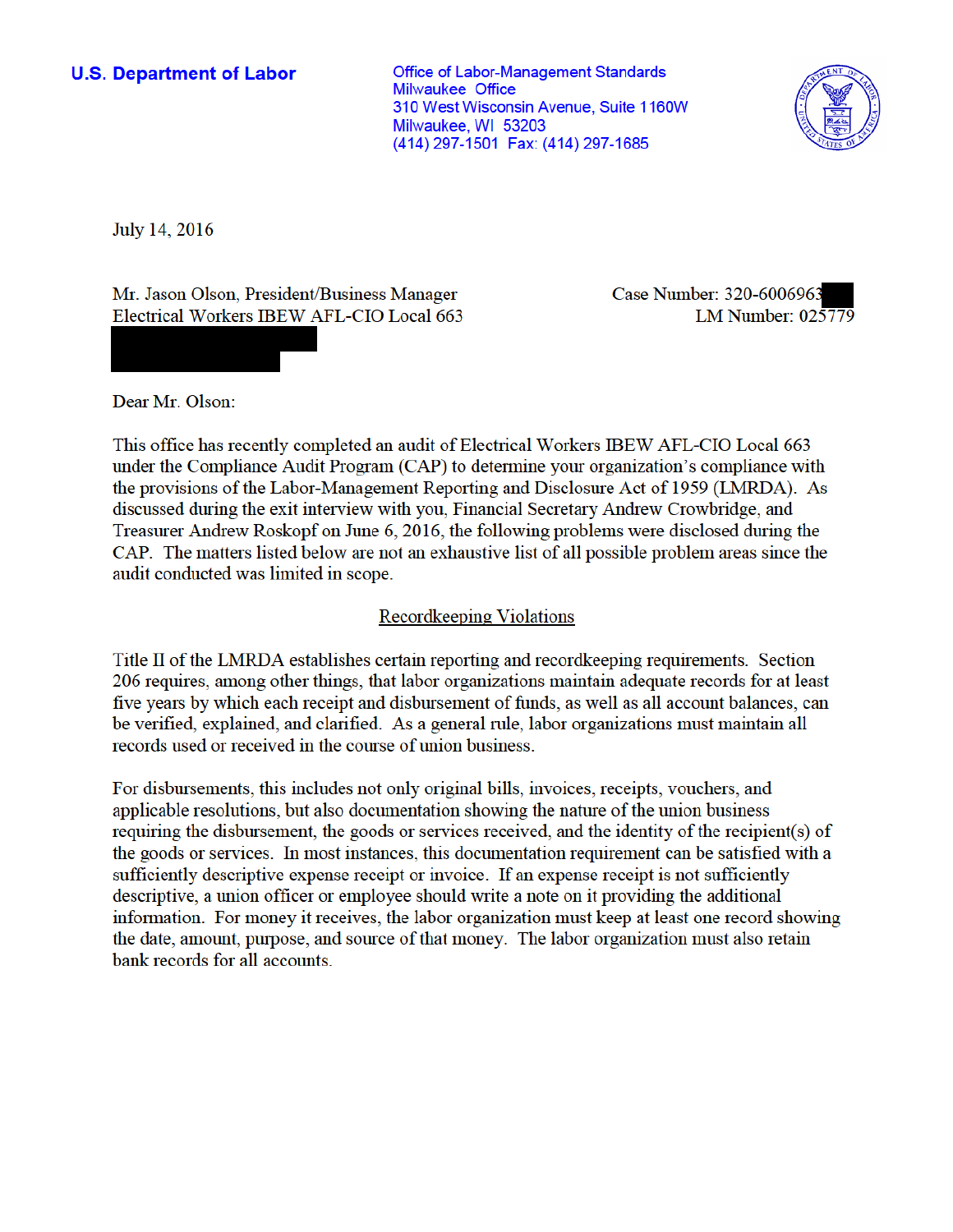**U.S. Department of Labor**

Office of Labor-Management Standards
Milwaukee Office
310 West Wisconsin Avenue, Suite 1160W
Milwaukee, WI 53203
(414) 297-1501 Fax: (414) 297-1685

July 14, 2016

Mr. Jason Olson, President/Business Manager
Electrical Workers IBEW AFL-CIO Local 663

Case Number: 320-6006963
LM Number: 025779

Dear Mr. Olson:

This office has recently completed an audit of Electrical Workers IBEW AFL-CIO Local 663 under the Compliance Audit Program (CAP) to determine your organization's compliance with the provisions of the Labor-Management Reporting and Disclosure Act of 1959 (LMRDA). As discussed during the exit interview with you, Financial Secretary Andrew Crowbridge, and Treasurer Andrew Roskopf on June 6, 2016, the following problems were disclosed during the CAP. The matters listed below are not an exhaustive list of all possible problem areas since the audit conducted was limited in scope.

## Recordkeeping Violations

Title II of the LMRDA establishes certain reporting and recordkeeping requirements. Section 206 requires, among other things, that labor organizations maintain adequate records for at least five years by which each receipt and disbursement of funds, as well as all account balances, can be verified, explained, and clarified. As a general rule, labor organizations must maintain all records used or received in the course of union business.

For disbursements, this includes not only original bills, invoices, receipts, vouchers, and applicable resolutions, but also documentation showing the nature of the union business requiring the disbursement, the goods or services received, and the identity of the recipient(s) of the goods or services. In most instances, this documentation requirement can be satisfied with a sufficiently descriptive expense receipt or invoice. If an expense receipt is not sufficiently descriptive, a union officer or employee should write a note on it providing the additional information. For money it receives, the labor organization must keep at least one record showing the date, amount, purpose, and source of that money. The labor organization must also retain bank records for all accounts.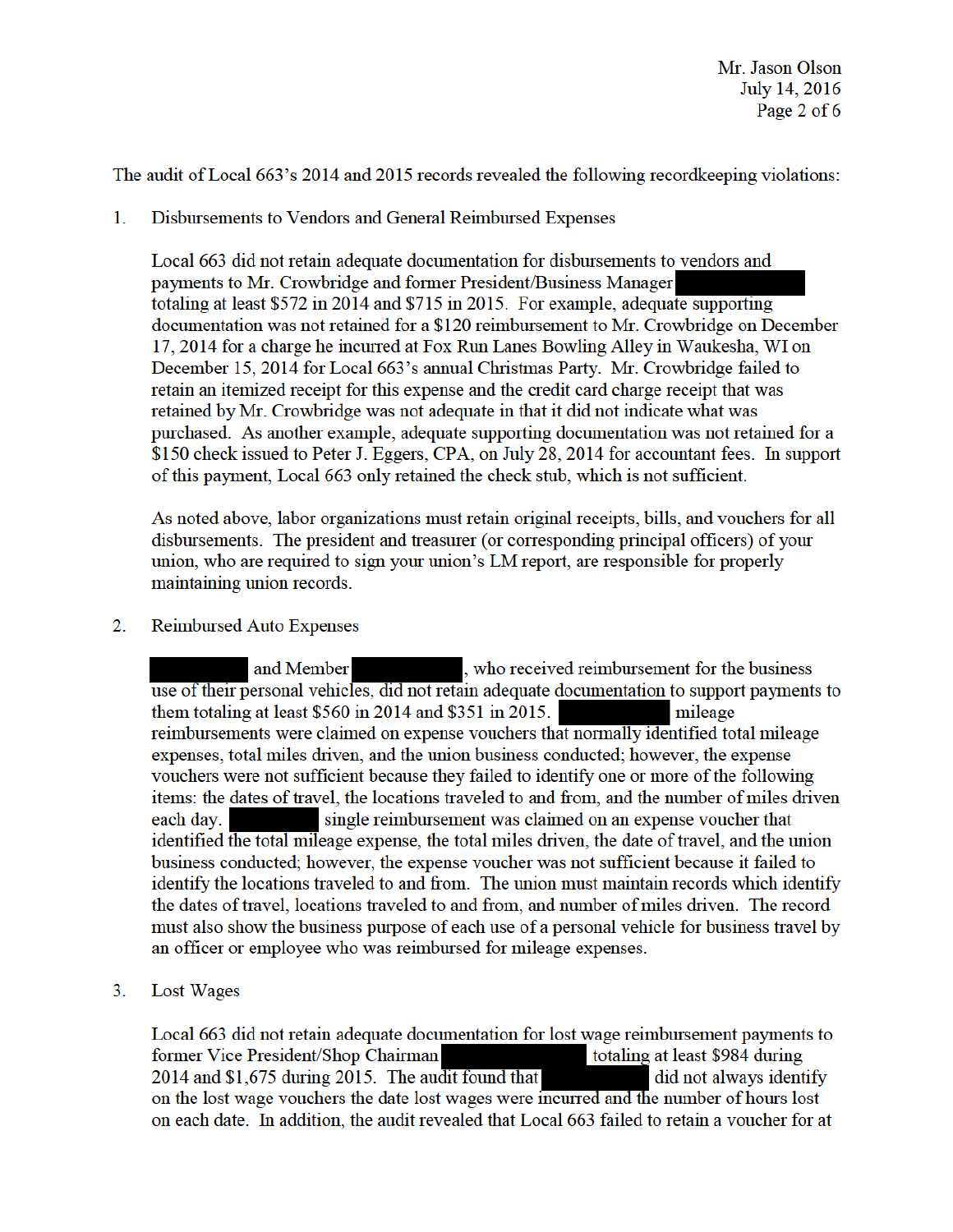The audit of Local 663's 2014 and 2015 records revealed the following recordkeeping violations:

1. Disbursements to Vendors and General Reimbursed Expenses

   Local 663 did not retain adequate documentation for disbursements to vendors and payments to Mr. Crowbridge and former President/Business Manager [REDACTED] totaling at least $572 in 2014 and $715 in 2015. For example, adequate supporting documentation was not retained for a $120 reimbursement to Mr. Crowbridge on December 17, 2014 for a charge he incurred at Fox Run Lanes Bowling Alley in Waukesha, WI on December 15, 2014 for Local 663's annual Christmas Party. Mr. Crowbridge failed to retain an itemized receipt for this expense and the credit card charge receipt that was retained by Mr. Crowbridge was not adequate in that it did not indicate what was purchased. As another example, adequate supporting documentation was not retained for a $150 check issued to Peter J. Eggers, CPA, on July 28, 2014 for accountant fees. In support of this payment, Local 663 only retained the check stub, which is not sufficient.

   As noted above, labor organizations must retain original receipts, bills, and vouchers for all disbursements. The president and treasurer (or corresponding principal officers) of your union, who are required to sign your union's LM report, are responsible for properly maintaining union records.

2. Reimbursed Auto Expenses

   [REDACTED] and Member [REDACTED], who received reimbursement for the business use of their personal vehicles, did not retain adequate documentation to support payments to them totaling at least $560 in 2014 and $351 in 2015. [REDACTED] mileage reimbursements were claimed on expense vouchers that normally identified total mileage expenses, total miles driven, and the union business conducted; however, the expense vouchers were not sufficient because they failed to identify one or more of the following items: the dates of travel, the locations traveled to and from, and the number of miles driven each day. [REDACTED] single reimbursement was claimed on an expense voucher that identified the total mileage expense, the total miles driven, the date of travel, and the union business conducted; however, the expense voucher was not sufficient because it failed to identify the locations traveled to and from. The union must maintain records which identify the dates of travel, locations traveled to and from, and number of miles driven. The record must also show the business purpose of each use of a personal vehicle for business travel by an officer or employee who was reimbursed for mileage expenses.

3. Lost Wages

   Local 663 did not retain adequate documentation for lost wage reimbursement payments to former Vice President/Shop Chairman [REDACTED] totaling at least $984 during 2014 and $1,675 during 2015. The audit found that [REDACTED] did not always identify on the lost wage vouchers the date lost wages were incurred and the number of hours lost on each date. In addition, the audit revealed that Local 663 failed to retain a voucher for at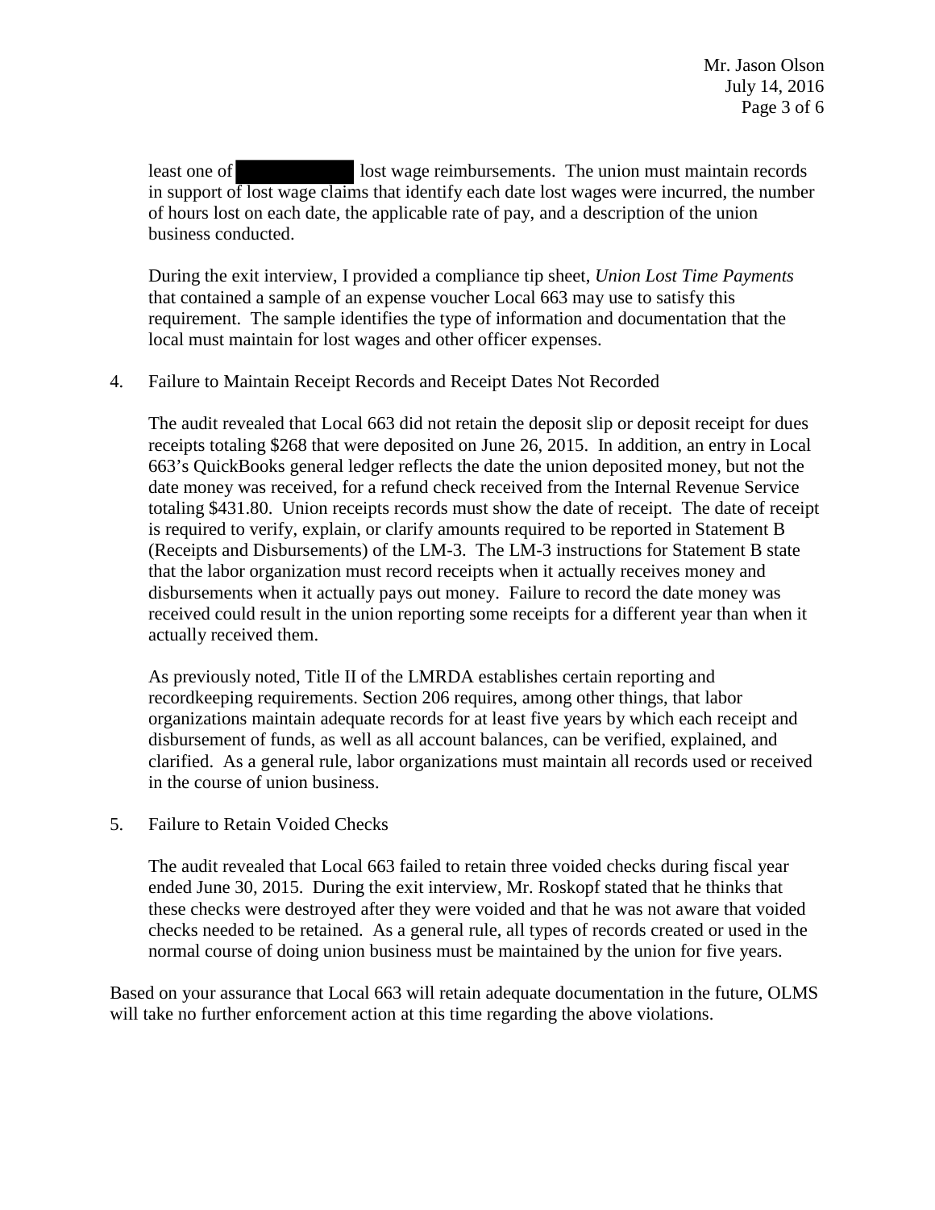least one of [REDACTED] lost wage reimbursements. The union must maintain records in support of lost wage claims that identify each date lost wages were incurred, the number of hours lost on each date, the applicable rate of pay, and a description of the union business conducted.

During the exit interview, I provided a compliance tip sheet, *Union Lost Time Payments* that contained a sample of an expense voucher Local 663 may use to satisfy this requirement. The sample identifies the type of information and documentation that the local must maintain for lost wages and other officer expenses.

4. Failure to Maintain Receipt Records and Receipt Dates Not Recorded

   The audit revealed that Local 663 did not retain the deposit slip or deposit receipt for dues receipts totaling $268 that were deposited on June 26, 2015. In addition, an entry in Local 663's QuickBooks general ledger reflects the date the union deposited money, but not the date money was received, for a refund check received from the Internal Revenue Service totaling $431.80. Union receipts records must show the date of receipt. The date of receipt is required to verify, explain, or clarify amounts required to be reported in Statement B (Receipts and Disbursements) of the LM-3. The LM-3 instructions for Statement B state that the labor organization must record receipts when it actually receives money and disbursements when it actually pays out money. Failure to record the date money was received could result in the union reporting some receipts for a different year than when it actually received them.

   As previously noted, Title II of the LMRDA establishes certain reporting and recordkeeping requirements. Section 206 requires, among other things, that labor organizations maintain adequate records for at least five years by which each receipt and disbursement of funds, as well as all account balances, can be verified, explained, and clarified. As a general rule, labor organizations must maintain all records used or received in the course of union business.

5. Failure to Retain Voided Checks

   The audit revealed that Local 663 failed to retain three voided checks during fiscal year ended June 30, 2015. During the exit interview, Mr. Roskopf stated that he thinks that these checks were destroyed after they were voided and that he was not aware that voided checks needed to be retained. As a general rule, all types of records created or used in the normal course of doing union business must be maintained by the union for five years.

Based on your assurance that Local 663 will retain adequate documentation in the future, OLMS will take no further enforcement action at this time regarding the above violations.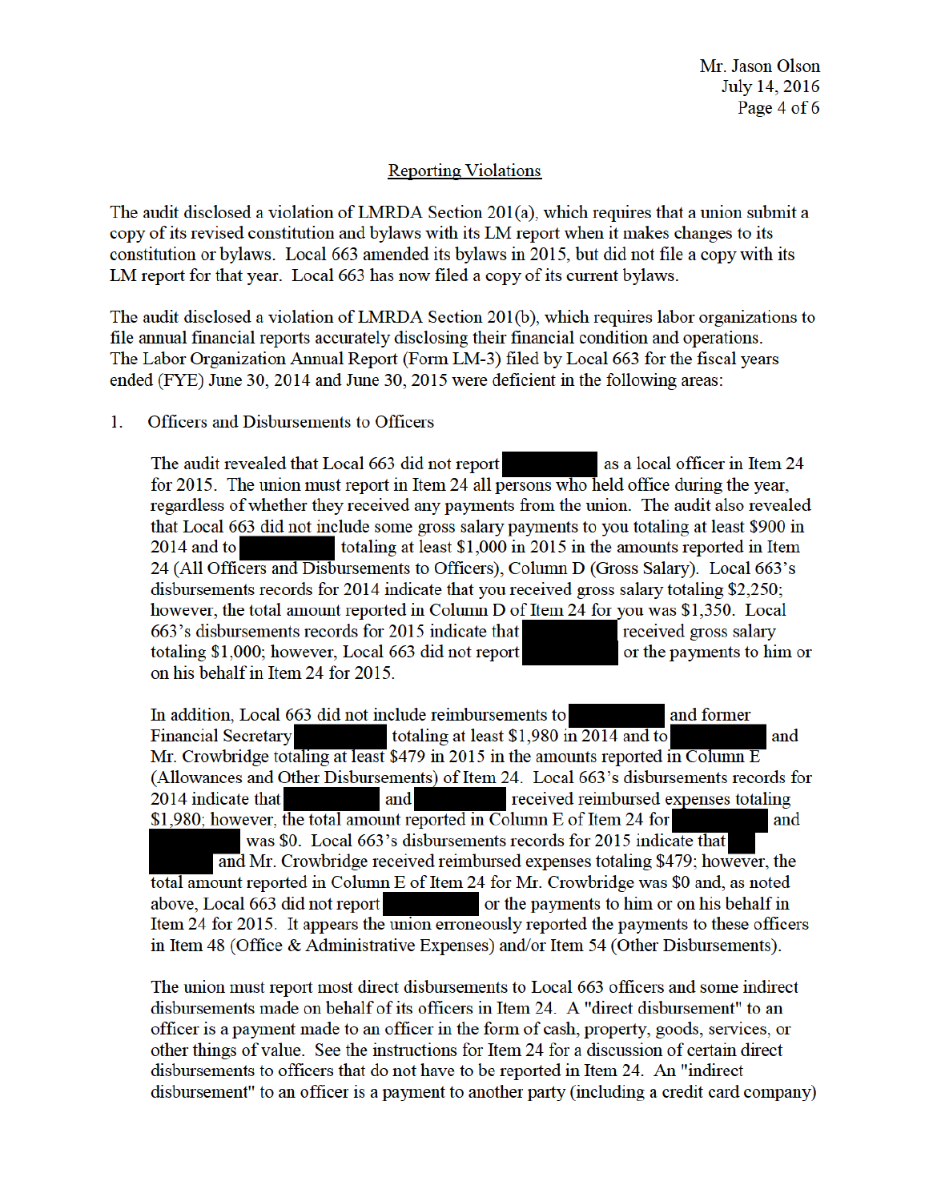## Reporting Violations

The audit disclosed a violation of LMRDA Section 201(a), which requires that a union submit a copy of its revised constitution and bylaws with its LM report when it makes changes to its constitution or bylaws. Local 663 amended its bylaws in 2015, but did not file a copy with its LM report for that year. Local 663 has now filed a copy of its current bylaws.

The audit disclosed a violation of LMRDA Section 201(b), which requires labor organizations to file annual financial reports accurately disclosing their financial condition and operations. The Labor Organization Annual Report (Form LM-3) filed by Local 663 for the fiscal years ended (FYE) June 30, 2014 and June 30, 2015 were deficient in the following areas:

1. Officers and Disbursements to Officers

   The audit revealed that Local 663 did not report [REDACTED] as a local officer in Item 24 for 2015. The union must report in Item 24 all persons who held office during the year, regardless of whether they received any payments from the union. The audit also revealed that Local 663 did not include some gross salary payments to you totaling at least $900 in 2014 and to [REDACTED] totaling at least $1,000 in 2015 in the amounts reported in Item 24 (All Officers and Disbursements to Officers), Column D (Gross Salary). Local 663's disbursements records for 2014 indicate that you received gross salary totaling $2,250; however, the total amount reported in Column D of Item 24 for you was $1,350. Local 663's disbursements records for 2015 indicate that [REDACTED] received gross salary totaling $1,000; however, Local 663 did not report [REDACTED] or the payments to him or on his behalf in Item 24 for 2015.

   In addition, Local 663 did not include reimbursements to [REDACTED] and former Financial Secretary [REDACTED] totaling at least $1,980 in 2014 and to [REDACTED] and Mr. Crowbridge totaling at least $479 in 2015 in the amounts reported in Column E (Allowances and Other Disbursements) of Item 24. Local 663's disbursements records for 2014 indicate that [REDACTED] and [REDACTED] received reimbursed expenses totaling $1,980; however, the total amount reported in Column E of Item 24 for [REDACTED] and [REDACTED] was $0. Local 663's disbursements records for 2015 indicate that [REDACTED] and Mr. Crowbridge received reimbursed expenses totaling $479; however, the total amount reported in Column E of Item 24 for Mr. Crowbridge was $0 and, as noted above, Local 663 did not report [REDACTED] or the payments to him or on his behalf in Item 24 for 2015. It appears the union erroneously reported the payments to these officers in Item 48 (Office & Administrative Expenses) and/or Item 54 (Other Disbursements).

   The union must report most direct disbursements to Local 663 officers and some indirect disbursements made on behalf of its officers in Item 24. A "direct disbursement" to an officer is a payment made to an officer in the form of cash, property, goods, services, or other things of value. See the instructions for Item 24 for a discussion of certain direct disbursements to officers that do not have to be reported in Item 24. An "indirect disbursement" to an officer is a payment to another party (including a credit card company)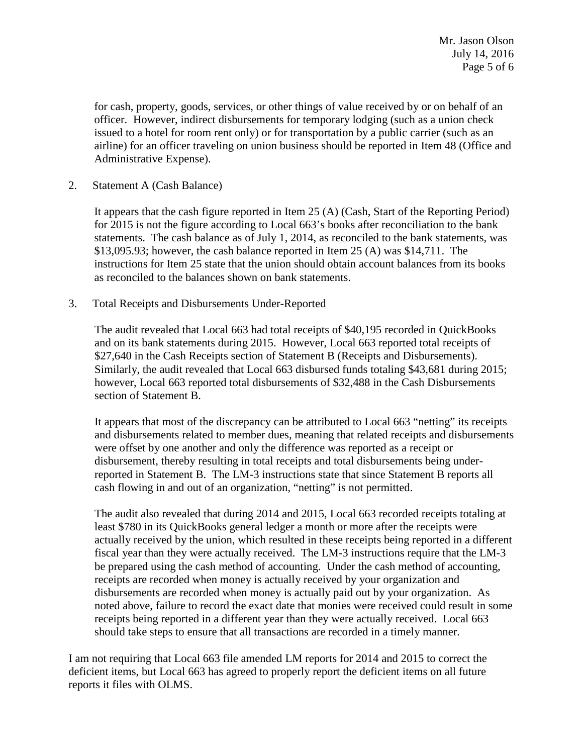for cash, property, goods, services, or other things of value received by or on behalf of an officer. However, indirect disbursements for temporary lodging (such as a union check issued to a hotel for room rent only) or for transportation by a public carrier (such as an airline) for an officer traveling on union business should be reported in Item 48 (Office and Administrative Expense).

2. Statement A (Cash Balance)

   It appears that the cash figure reported in Item 25 (A) (Cash, Start of the Reporting Period) for 2015 is not the figure according to Local 663's books after reconciliation to the bank statements. The cash balance as of July 1, 2014, as reconciled to the bank statements, was $13,095.93; however, the cash balance reported in Item 25 (A) was $14,711. The instructions for Item 25 state that the union should obtain account balances from its books as reconciled to the balances shown on bank statements.

3. Total Receipts and Disbursements Under-Reported

   The audit revealed that Local 663 had total receipts of $40,195 recorded in QuickBooks and on its bank statements during 2015. However, Local 663 reported total receipts of $27,640 in the Cash Receipts section of Statement B (Receipts and Disbursements). Similarly, the audit revealed that Local 663 disbursed funds totaling $43,681 during 2015; however, Local 663 reported total disbursements of $32,488 in the Cash Disbursements section of Statement B.

   It appears that most of the discrepancy can be attributed to Local 663 "netting" its receipts and disbursements related to member dues, meaning that related receipts and disbursements were offset by one another and only the difference was reported as a receipt or disbursement, thereby resulting in total receipts and total disbursements being under-reported in Statement B. The LM-3 instructions state that since Statement B reports all cash flowing in and out of an organization, "netting" is not permitted.

   The audit also revealed that during 2014 and 2015, Local 663 recorded receipts totaling at least $780 in its QuickBooks general ledger a month or more after the receipts were actually received by the union, which resulted in these receipts being reported in a different fiscal year than they were actually received. The LM-3 instructions require that the LM-3 be prepared using the cash method of accounting. Under the cash method of accounting, receipts are recorded when money is actually received by your organization and disbursements are recorded when money is actually paid out by your organization. As noted above, failure to record the exact date that monies were received could result in some receipts being reported in a different year than they were actually received. Local 663 should take steps to ensure that all transactions are recorded in a timely manner.

I am not requiring that Local 663 file amended LM reports for 2014 and 2015 to correct the deficient items, but Local 663 has agreed to properly report the deficient items on all future reports it files with OLMS.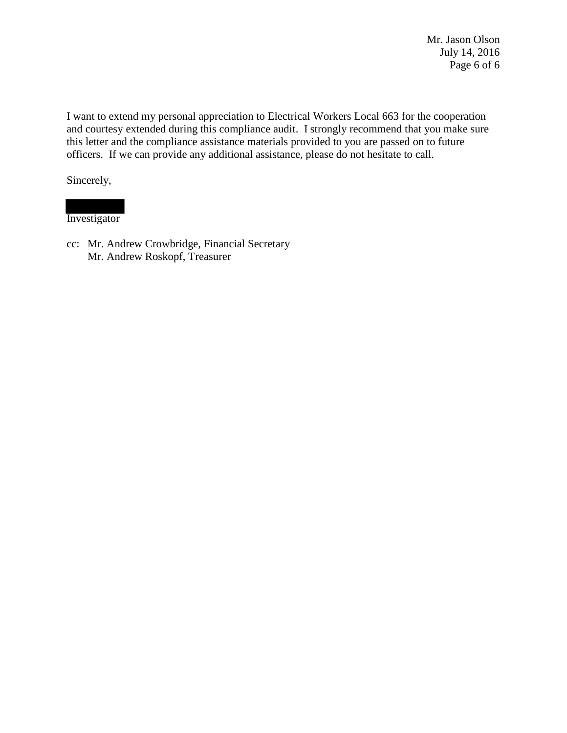I want to extend my personal appreciation to Electrical Workers Local 663 for the cooperation and courtesy extended during this compliance audit. I strongly recommend that you make sure this letter and the compliance assistance materials provided to you are passed on to future officers. If we can provide any additional assistance, please do not hesitate to call.

Sincerely,

Investigator

cc: Mr. Andrew Crowbridge, Financial Secretary
Mr. Andrew Roskopf, Treasurer